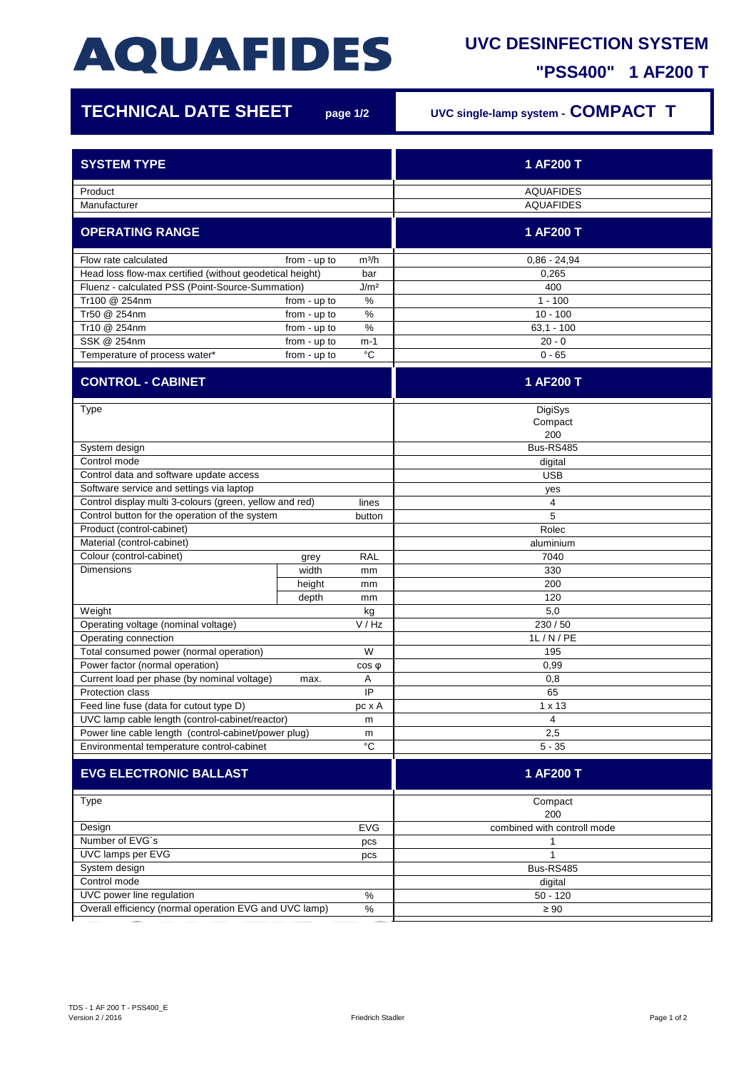# AQUAFIDES

## UVC DESINFECTION SYSTEM

## "PSS400" 1 AF200 T

## TECHNICAL DATE SHEET page 1/2

UVC single-lamp system - **COMPACT T**

| SYSTEM TYPE | | | 1 AF200 T |
|---|---|---|---|
| Product | | | AQUAFIDES |
| Manufacturer | | | AQUAFIDES |
| **OPERATING RANGE** | | | **1 AF200 T** |
| Flow rate calculated | from - up to | m³/h | 0,86 - 24,94 |
| Head loss flow-max certified (without geodetical height) | | bar | 0,265 |
| Fluenz - calculated PSS (Point-Source-Summation) | | J/m² | 400 |
| Tr100 @ 254nm | from - up to | % | 1 - 100 |
| Tr50 @ 254nm | from - up to | % | 10 - 100 |
| Tr10 @ 254nm | from - up to | % | 63,1 - 100 |
| SSK @ 254nm | from - up to | m-1 | 20 - 0 |
| Temperature of process water* | from - up to | °C | 0 - 65 |
| **CONTROL - CABINET** | | | **1 AF200 T** |
| Type | | | DigiSys Compact 200 |
| System design | | | Bus-RS485 |
| Control mode | | | digital |
| Control data and software update access | | | USB |
| Software service and settings via laptop | | | yes |
| Control display multi 3-colours (green, yellow and red) | | lines | 4 |
| Control button for the operation of the system | | button | 5 |
| Product (control-cabinet) | | | Rolec |
| Material (control-cabinet) | | | aluminium |
| Colour (control-cabinet) | grey | RAL | 7040 |
| Dimensions | width | mm | 330 |
| | height | mm | 200 |
| | depth | mm | 120 |
| Weight | | kg | 5,0 |
| Operating voltage (nominal voltage) | | V / Hz | 230 / 50 |
| Operating connection | | | 1L / N / PE |
| Total consumed power (normal operation) | | W | 195 |
| Power factor (normal operation) | | cos φ | 0,99 |
| Current load per phase (by nominal voltage) | max. | A | 0,8 |
| Protection class | | IP | 65 |
| Feed line fuse (data for cutout type D) | | pc x A | 1 x 13 |
| UVC lamp cable length (control-cabinet/reactor) | | m | 4 |
| Power line cable length (control-cabinet/power plug) | | m | 2,5 |
| Environmental temperature control-cabinet | | °C | 5 - 35 |
| **EVG ELECTRONIC BALLAST** | | | **1 AF200 T** |
| Type | | | Compact 200 |
| Design | | EVG | combined with controll mode |
| Number of EVG´s | | pcs | 1 |
| UVC lamps per EVG | | pcs | 1 |
| System design | | | Bus-RS485 |
| Control mode | | | digital |
| UVC power line regulation | | % | 50 - 120 |
| Overall efficiency (normal operation EVG and UVC lamp) | | % | ≥ 90 |

TDS - 1 AF 200 T - PSS400_E
Version 2 / 2016

Friedrich Stadler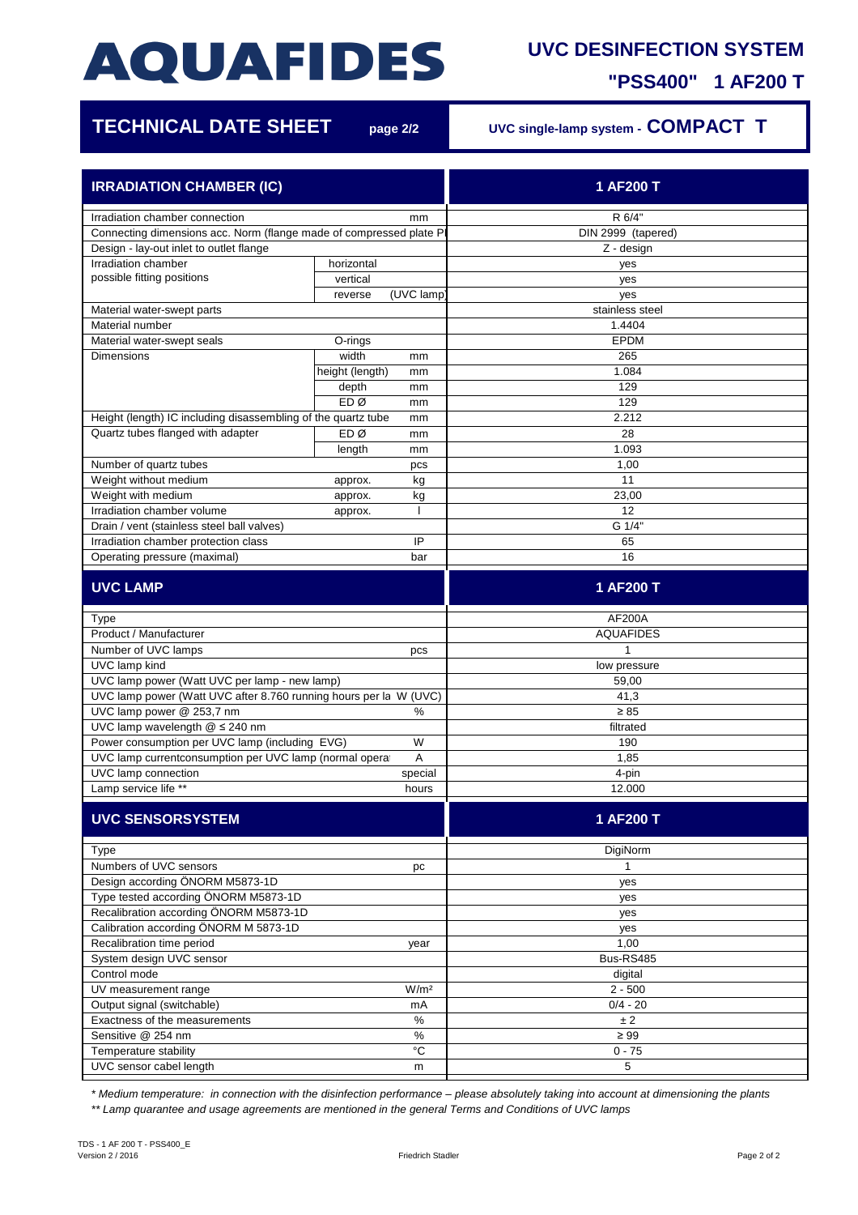# AQUAFIDES

## UVC DESINFECTION SYSTEM

## "PSS400" 1 AF200 T

## TECHNICAL DATE SHEET page 2/2

UVC single-lamp system - **COMPACT T**

| IRRADIATION CHAMBER (IC) | | | 1 AF200 T |
|---|---|---|---|
| Irradiation chamber connection | | mm | R 6/4" |
| Connecting dimensions acc. Norm (flange made of compressed plate P | | | DIN 2999 (tapered) |
| Design - lay-out inlet to outlet flange | | | Z - design |
| Irradiation chamber possible fitting positions | horizontal | | yes |
| | vertical | | yes |
| | reverse | (UVC lamp) | yes |
| Material water-swept parts | | | stainless steel |
| Material number | | | 1.4404 |
| Material water-swept seals | O-rings | | EPDM |
| Dimensions | width | mm | 265 |
| | height (length) | mm | 1.084 |
| | depth | mm | 129 |
| | ED Ø | mm | 129 |
| Height (length) IC including disassembling of the quartz tube | | mm | 2.212 |
| Quartz tubes flanged with adapter | ED Ø | mm | 28 |
| | length | mm | 1.093 |
| Number of quartz tubes | | pcs | 1,00 |
| Weight without medium | approx. | kg | 11 |
| Weight with medium | approx. | kg | 23,00 |
| Irradiation chamber volume | approx. | l | 12 |
| Drain / vent (stainless steel ball valves) | | | G 1/4" |
| Irradiation chamber protection class | | IP | 65 |
| Operating pressure (maximal) | | bar | 16 |

| UVC LAMP | | 1 AF200 T |
|---|---|---|
| Type | | AF200A |
| Product / Manufacturer | | AQUAFIDES |
| Number of UVC lamps | pcs | 1 |
| UVC lamp kind | | low pressure |
| UVC lamp power (Watt UVC per lamp - new lamp) | | 59,00 |
| UVC lamp power (Watt UVC after 8.760 running hours per la W (UVC) | | 41,3 |
| UVC lamp power @ 253,7 nm | % | ≥ 85 |
| UVC lamp wavelength @ ≤ 240 nm | | filtrated |
| Power consumption per UVC lamp (including EVG) | W | 190 |
| UVC lamp currentconsumption per UVC lamp (normal opera | A | 1,85 |
| UVC lamp connection | special | 4-pin |
| Lamp service life ** | hours | 12.000 |

| UVC SENSORSYSTEM | | 1 AF200 T |
|---|---|---|
| Type | | DigiNorm |
| Numbers of UVC sensors | pc | 1 |
| Design according ÖNORM M5873-1D | | yes |
| Type tested according ÖNORM M5873-1D | | yes |
| Recalibration according ÖNORM M5873-1D | | yes |
| Calibration according ÖNORM M 5873-1D | | yes |
| Recalibration time period | year | 1,00 |
| System design UVC sensor | | Bus-RS485 |
| Control mode | | digital |
| UV measurement range | W/m² | 2 - 500 |
| Output signal (switchable) | mA | 0/4 - 20 |
| Exactness of the measurements | % | ± 2 |
| Sensitive @ 254 nm | % | ≥ 99 |
| Temperature stability | °C | 0 - 75 |
| UVC sensor cabel length | m | 5 |

*\* Medium temperature: in connection with the disinfection performance – please absolutely taking into account at dimensioning the plants*

*\*\* Lamp quarantee and usage agreements are mentioned in the general Terms and Conditions of UVC lamps*

TDS - 1 AF 200 T - PSS400_E
Version 2 / 2016

Friedrich Stadler